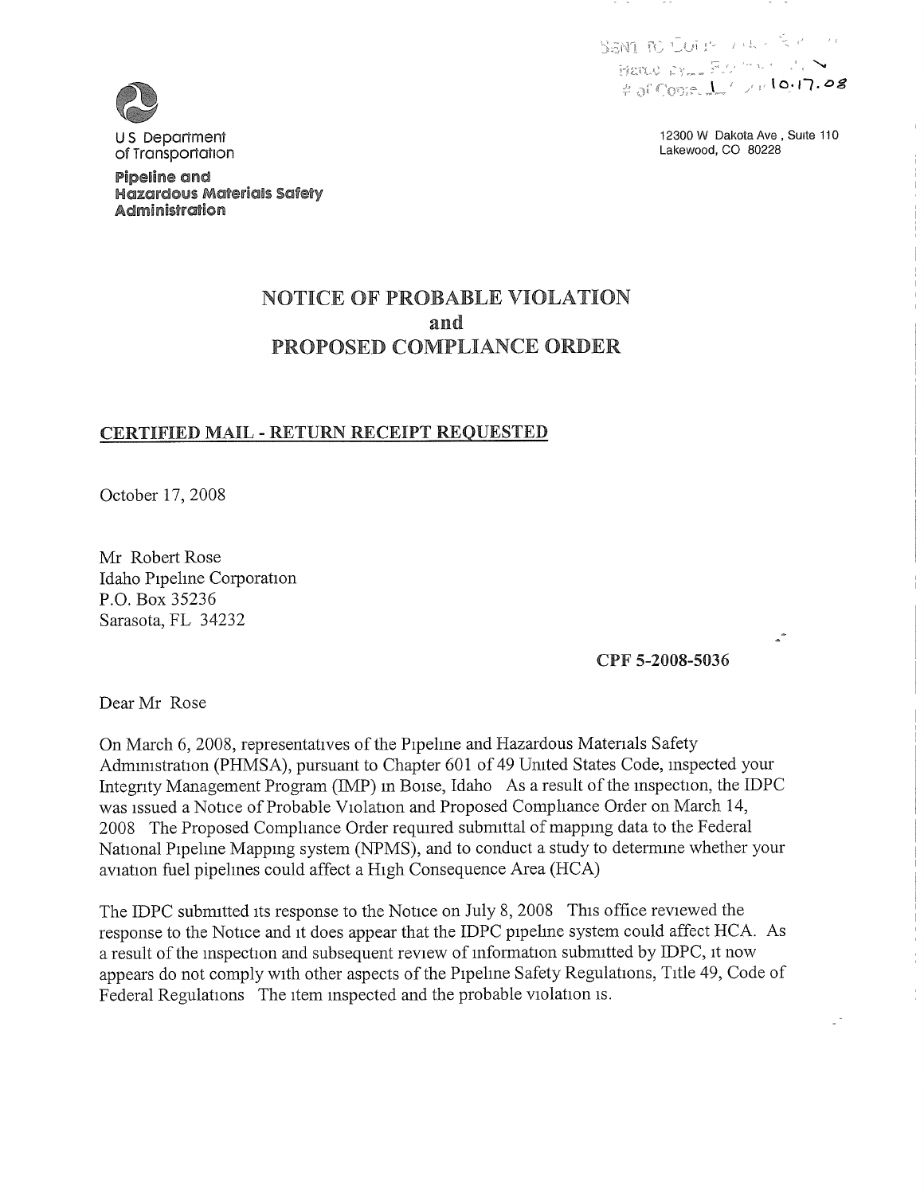U S Department of Transportation

**Pipeline and Hazardous Materials Safety Administration**

12300 W Dakota Ave , Suite 110
Lakewood, CO 80228

# NOTICE OF PROBABLE VIOLATION and PROPOSED COMPLIANCE ORDER

**CERTIFIED MAIL - RETURN RECEIPT REQUESTED**

October 17, 2008

Mr Robert Rose
Idaho Pipeline Corporation
P.O. Box 35236
Sarasota, FL 34232

**CPF 5-2008-5036**

Dear Mr Rose

On March 6, 2008, representatives of the Pipeline and Hazardous Materials Safety Administration (PHMSA), pursuant to Chapter 601 of 49 United States Code, inspected your Integrity Management Program (IMP) in Boise, Idaho As a result of the inspection, the IDPC was issued a Notice of Probable Violation and Proposed Compliance Order on March 14, 2008 The Proposed Compliance Order required submittal of mapping data to the Federal National Pipeline Mapping system (NPMS), and to conduct a study to determine whether your aviation fuel pipelines could affect a High Consequence Area (HCA)

The IDPC submitted its response to the Notice on July 8, 2008 This office reviewed the response to the Notice and it does appear that the IDPC pipeline system could affect HCA. As a result of the inspection and subsequent review of information submitted by IDPC, it now appears do not comply with other aspects of the Pipeline Safety Regulations, Title 49, Code of Federal Regulations The item inspected and the probable violation is.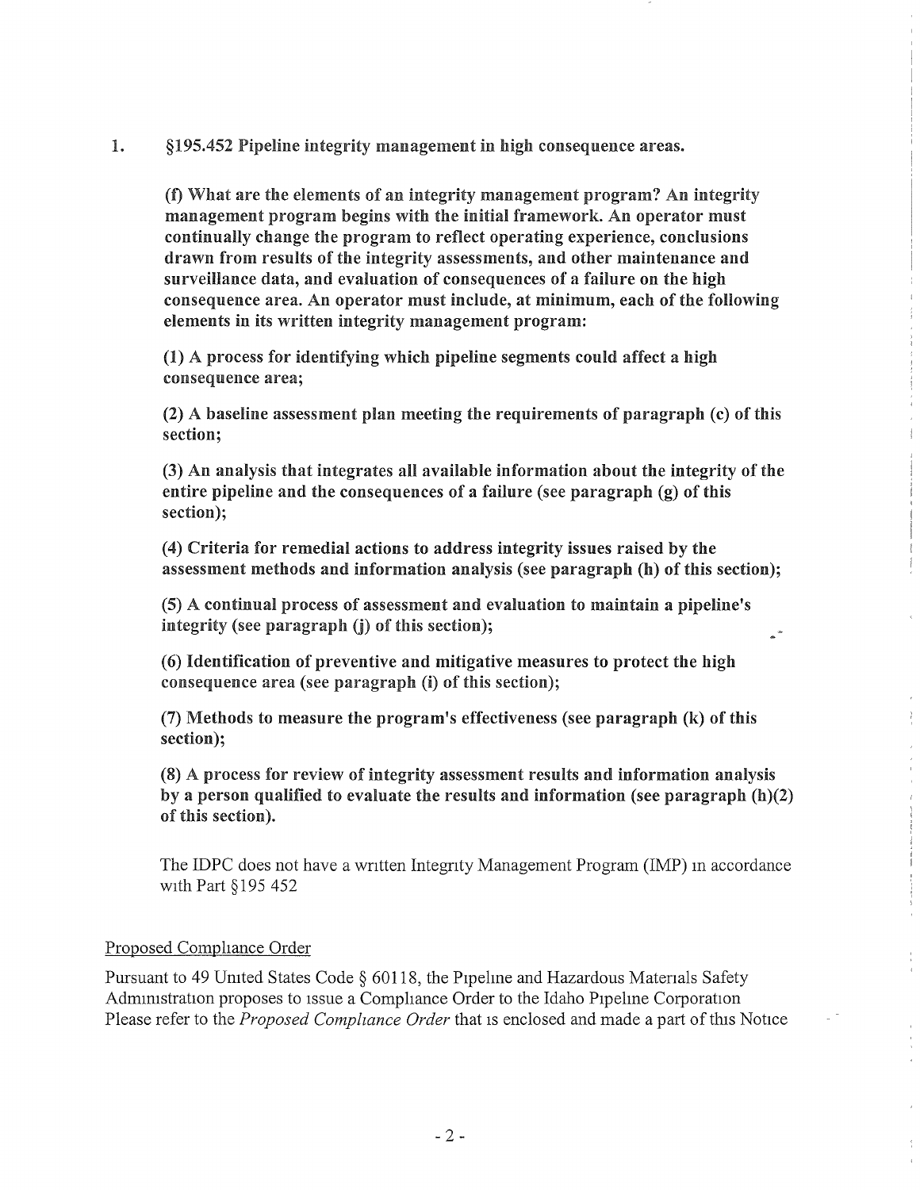1. **§195.452 Pipeline integrity management in high consequence areas.**

**(f) What are the elements of an integrity management program? An integrity management program begins with the initial framework. An operator must continually change the program to reflect operating experience, conclusions drawn from results of the integrity assessments, and other maintenance and surveillance data, and evaluation of consequences of a failure on the high consequence area. An operator must include, at minimum, each of the following elements in its written integrity management program:**

**(1) A process for identifying which pipeline segments could affect a high consequence area;**

**(2) A baseline assessment plan meeting the requirements of paragraph (c) of this section;**

**(3) An analysis that integrates all available information about the integrity of the entire pipeline and the consequences of a failure (see paragraph (g) of this section);**

**(4) Criteria for remedial actions to address integrity issues raised by the assessment methods and information analysis (see paragraph (h) of this section);**

**(5) A continual process of assessment and evaluation to maintain a pipeline's integrity (see paragraph (j) of this section);**

**(6) Identification of preventive and mitigative measures to protect the high consequence area (see paragraph (i) of this section);**

**(7) Methods to measure the program's effectiveness (see paragraph (k) of this section);**

**(8) A process for review of integrity assessment results and information analysis by a person qualified to evaluate the results and information (see paragraph (h)(2) of this section).**

The IDPC does not have a written Integrity Management Program (IMP) in accordance with Part §195 452

Proposed Compliance Order

Pursuant to 49 United States Code § 60118, the Pipeline and Hazardous Materials Safety Administration proposes to issue a Compliance Order to the Idaho Pipeline Corporation Please refer to the *Proposed Compliance Order* that is enclosed and made a part of this Notice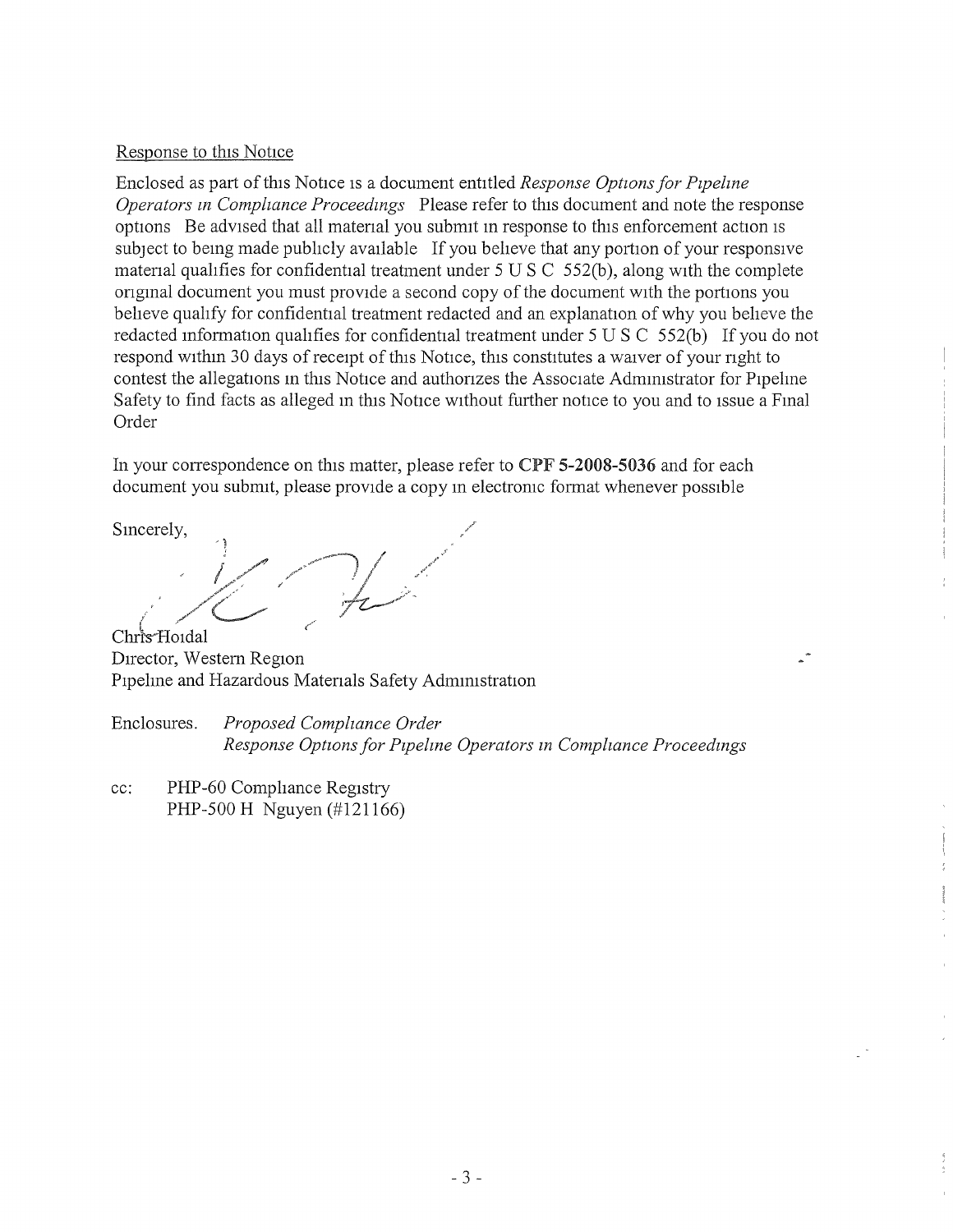Response to this Notice

Enclosed as part of this Notice is a document entitled *Response Options for Pipeline Operators in Compliance Proceedings*. Please refer to this document and note the response options. Be advised that all material you submit in response to this enforcement action is subject to being made publicly available. If you believe that any portion of your responsive material qualifies for confidential treatment under 5 U.S.C. 552(b), along with the complete original document you must provide a second copy of the document with the portions you believe qualify for confidential treatment redacted and an explanation of why you believe the redacted information qualifies for confidential treatment under 5 U.S.C. 552(b). If you do not respond within 30 days of receipt of this Notice, this constitutes a waiver of your right to contest the allegations in this Notice and authorizes the Associate Administrator for Pipeline Safety to find facts as alleged in this Notice without further notice to you and to issue a Final Order.

In your correspondence on this matter, please refer to **CPF 5-2008-5036** and for each document you submit, please provide a copy in electronic format whenever possible.

Sincerely,

Chris Hoidal
Director, Western Region
Pipeline and Hazardous Materials Safety Administration

Enclosures: *Proposed Compliance Order*
*Response Options for Pipeline Operators in Compliance Proceedings*

cc: PHP-60 Compliance Registry
PHP-500 H. Nguyen (#121166)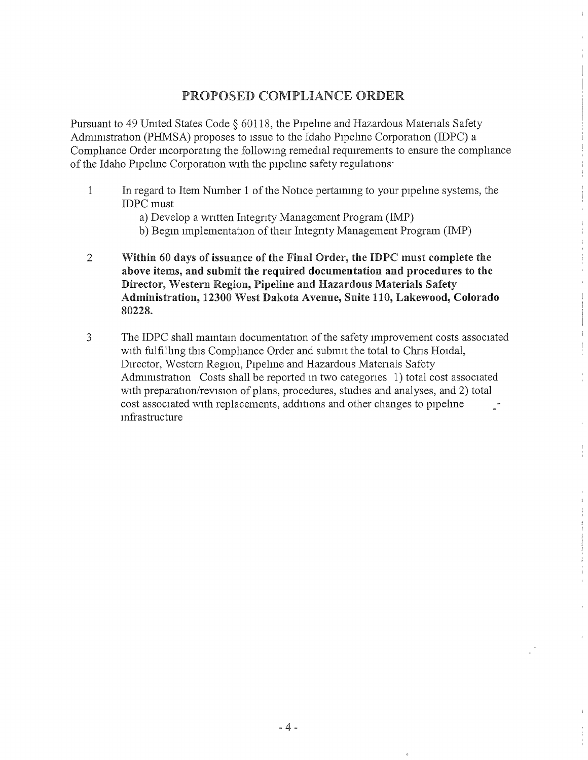# PROPOSED COMPLIANCE ORDER

Pursuant to 49 United States Code § 60118, the Pipeline and Hazardous Materials Safety Administration (PHMSA) proposes to issue to the Idaho Pipeline Corporation (IDPC) a Compliance Order incorporating the following remedial requirements to ensure the compliance of the Idaho Pipeline Corporation with the pipeline safety regulations:

1. In regard to Item Number 1 of the Notice pertaining to your pipeline systems, the IDPC must
   - a) Develop a written Integrity Management Program (IMP)
   - b) Begin implementation of their Integrity Management Program (IMP)

2. **Within 60 days of issuance of the Final Order, the IDPC must complete the above items, and submit the required documentation and procedures to the Director, Western Region, Pipeline and Hazardous Materials Safety Administration, 12300 West Dakota Avenue, Suite 110, Lakewood, Colorado 80228.**

3. The IDPC shall maintain documentation of the safety improvement costs associated with fulfilling this Compliance Order and submit the total to Chris Hoidal, Director, Western Region, Pipeline and Hazardous Materials Safety Administration. Costs shall be reported in two categories 1) total cost associated with preparation/revision of plans, procedures, studies and analyses, and 2) total cost associated with replacements, additions and other changes to pipeline infrastructure